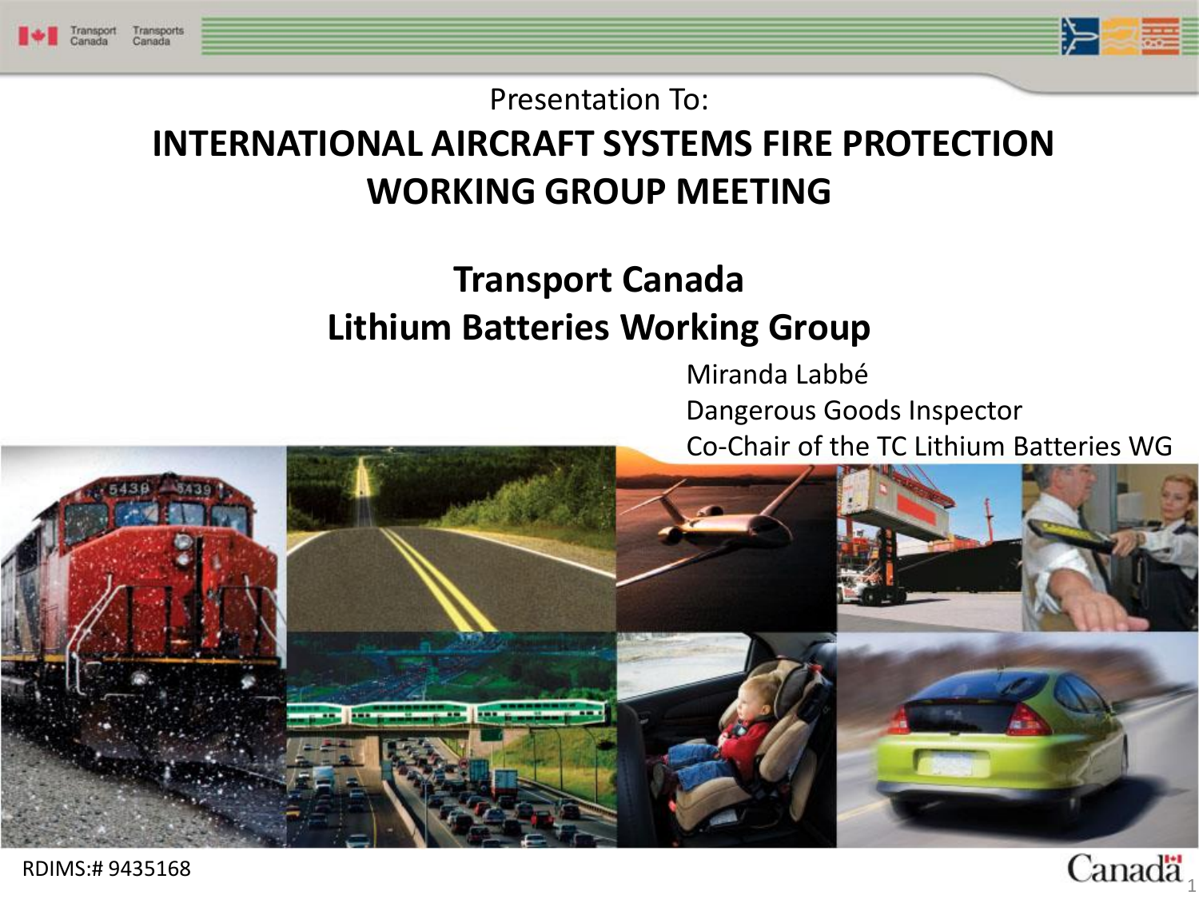Presentation To:

# INTERNATIONAL AIRCRAFT SYSTEMS FIRE PROTECTION WORKING GROUP MEETING

## Transport Canada
## Lithium Batteries Working Group

Miranda Labbé
Dangerous Goods Inspector
Co-Chair of the TC Lithium Batteries WG

RDIMS:# 9435168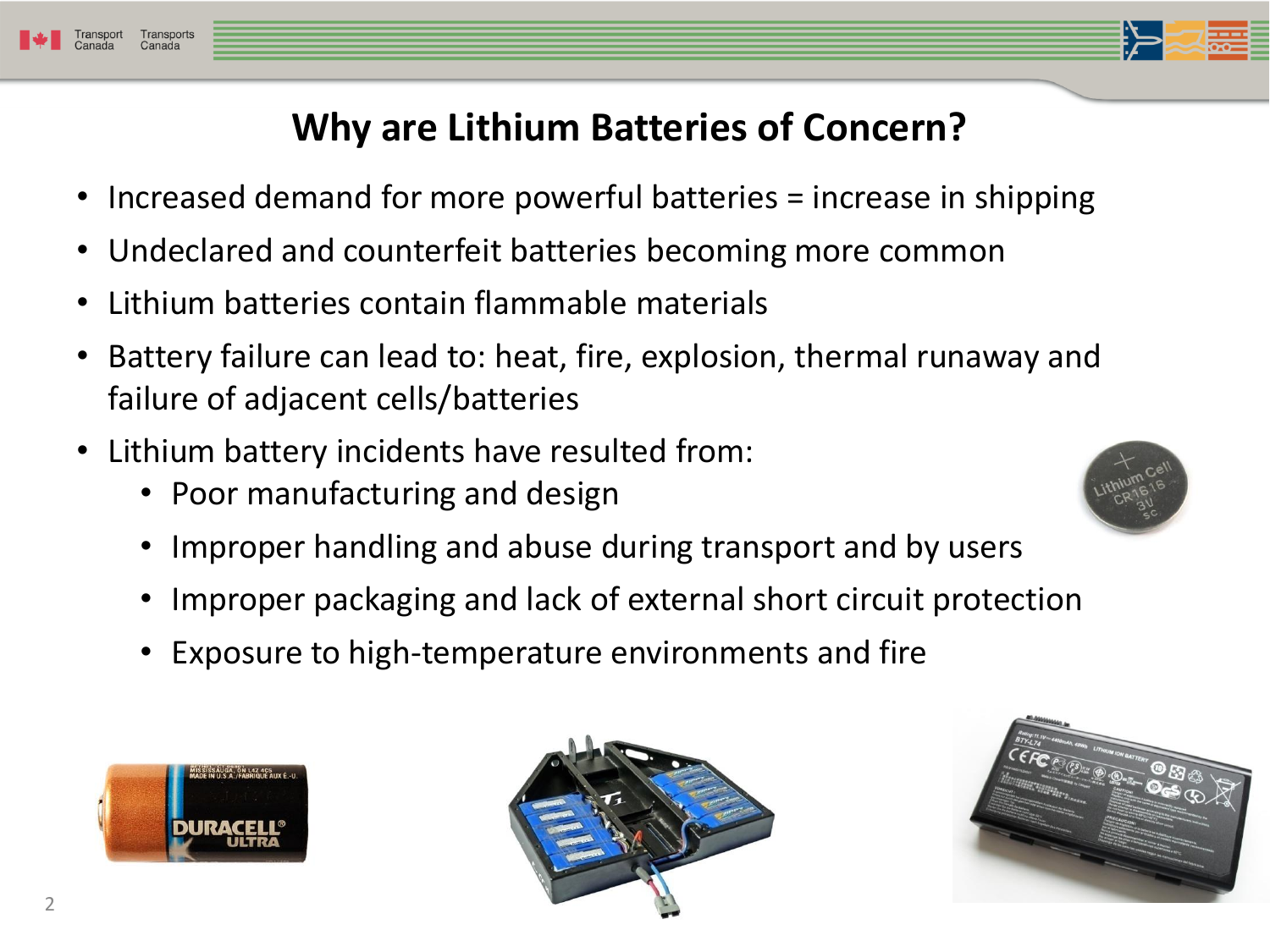# Why are Lithium Batteries of Concern?

- Increased demand for more powerful batteries = increase in shipping
- Undeclared and counterfeit batteries becoming more common
- Lithium batteries contain flammable materials
- Battery failure can lead to: heat, fire, explosion, thermal runaway and failure of adjacent cells/batteries
- Lithium battery incidents have resulted from:
  - Poor manufacturing and design
  - Improper handling and abuse during transport and by users
  - Improper packaging and lack of external short circuit protection
  - Exposure to high-temperature environments and fire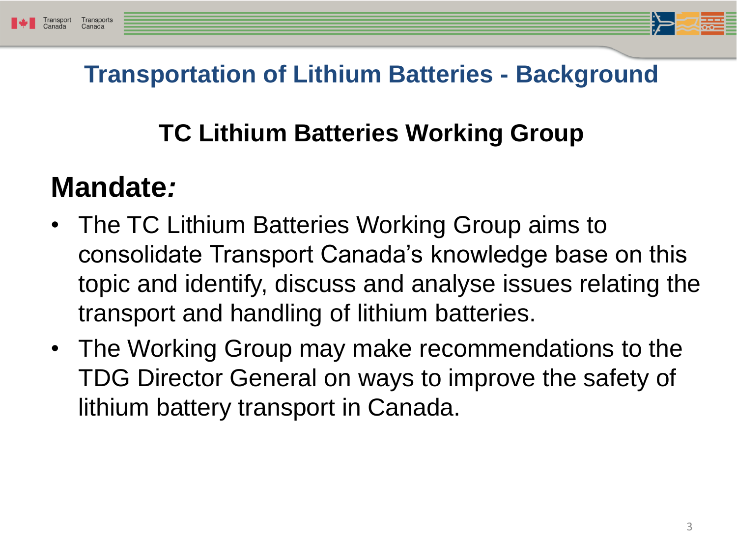# Transportation of Lithium Batteries - Background

## TC Lithium Batteries Working Group

### Mandate:

- The TC Lithium Batteries Working Group aims to consolidate Transport Canada's knowledge base on this topic and identify, discuss and analyse issues relating the transport and handling of lithium batteries.
- The Working Group may make recommendations to the TDG Director General on ways to improve the safety of lithium battery transport in Canada.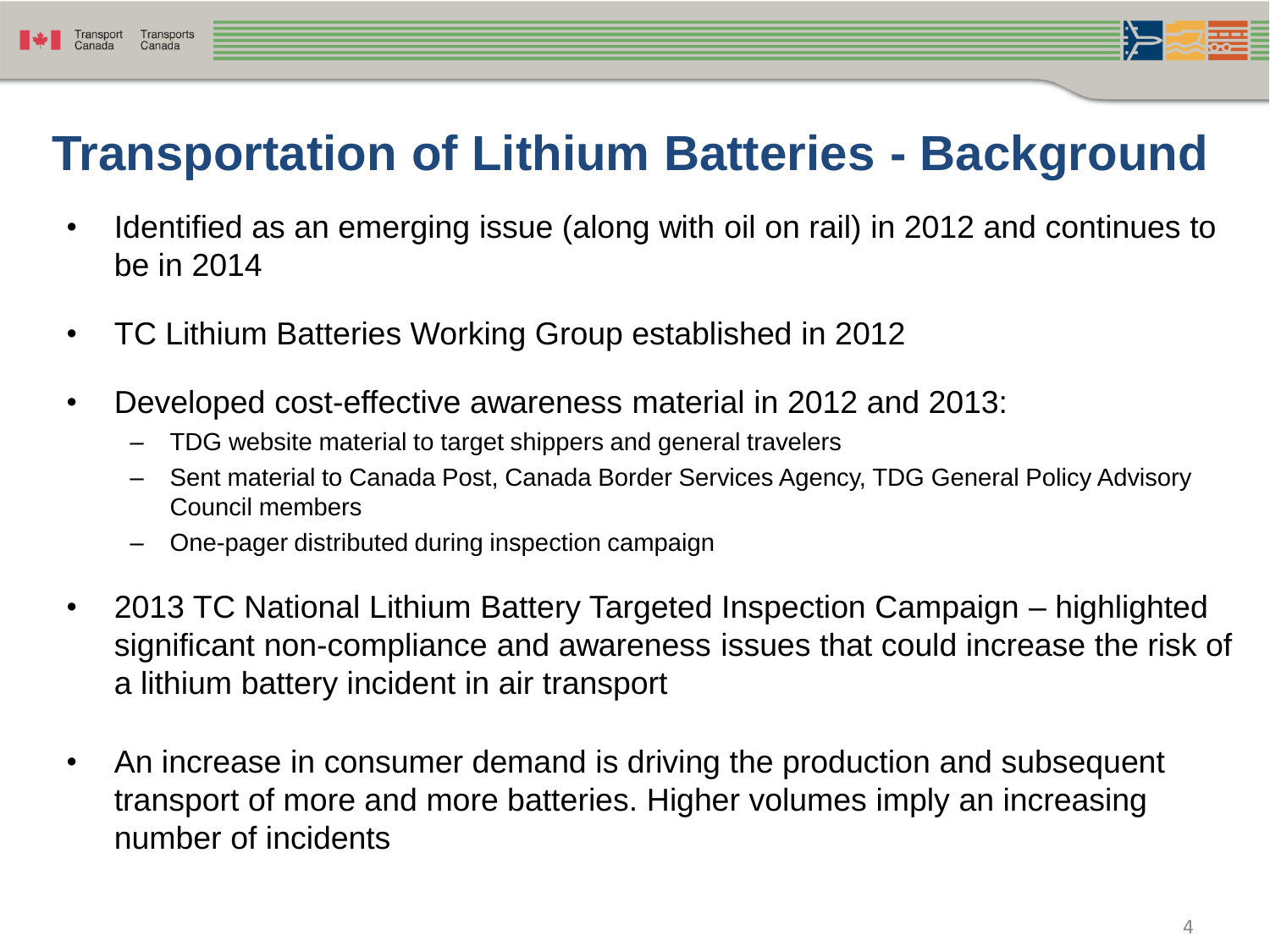# Transportation of Lithium Batteries - Background

- Identified as an emerging issue (along with oil on rail) in 2012 and continues to be in 2014
- TC Lithium Batteries Working Group established in 2012
- Developed cost-effective awareness material in 2012 and 2013:
  - TDG website material to target shippers and general travelers
  - Sent material to Canada Post, Canada Border Services Agency, TDG General Policy Advisory Council members
  - One-pager distributed during inspection campaign
- 2013 TC National Lithium Battery Targeted Inspection Campaign – highlighted significant non-compliance and awareness issues that could increase the risk of a lithium battery incident in air transport
- An increase in consumer demand is driving the production and subsequent transport of more and more batteries. Higher volumes imply an increasing number of incidents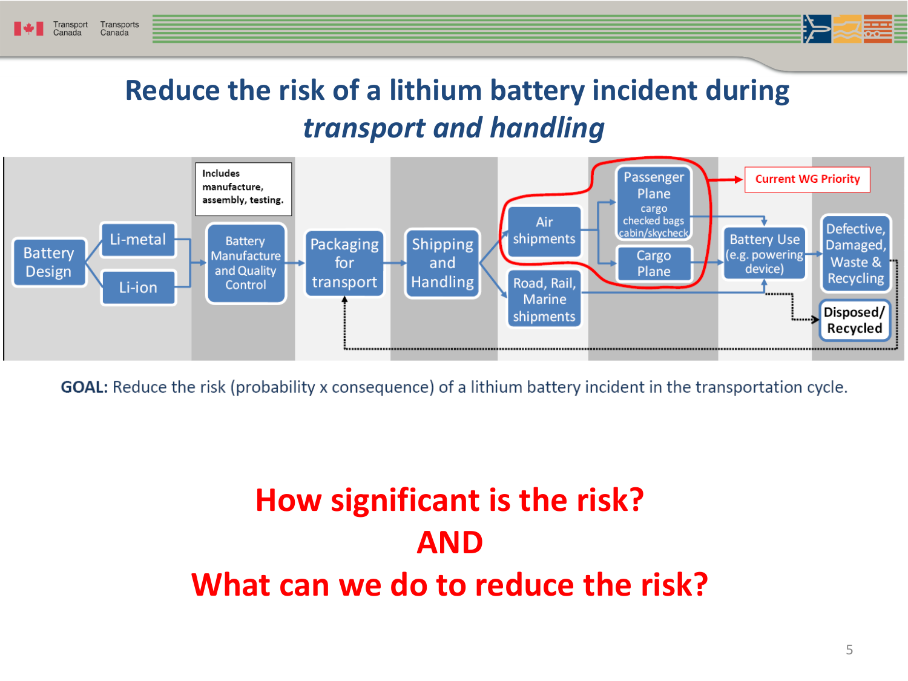# Reduce the risk of a lithium battery incident during *transport and handling*

Battery Design → Li-metal / Li-ion → Battery Manufacture and Quality Control → Packaging for transport → Shipping and Handling → Air shipments / Road, Rail, Marine shipments

Includes manufacture, assembly, testing.

Air shipments → Passenger Plane (cargo, checked bags, cabin/skycheck) / Cargo Plane → Battery Use (e.g. powering device) → Defective, Damaged, Waste & Recycling → Disposed/ Recycled

Current WG Priority

**GOAL:** Reduce the risk (probability x consequence) of a lithium battery incident in the transportation cycle.

**How significant is the risk?**

**AND**

**What can we do to reduce the risk?**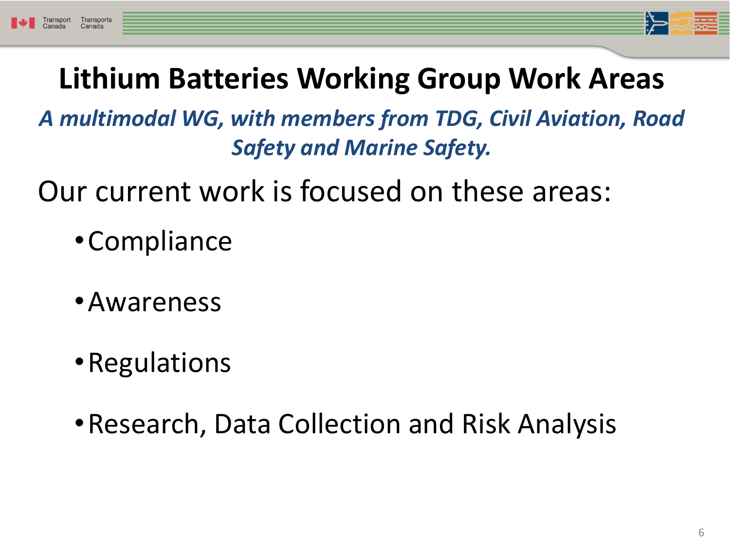# Lithium Batteries Working Group Work Areas

***A multimodal WG, with members from TDG, Civil Aviation, Road Safety and Marine Safety.***

Our current work is focused on these areas:

- Compliance
- Awareness
- Regulations
- Research, Data Collection and Risk Analysis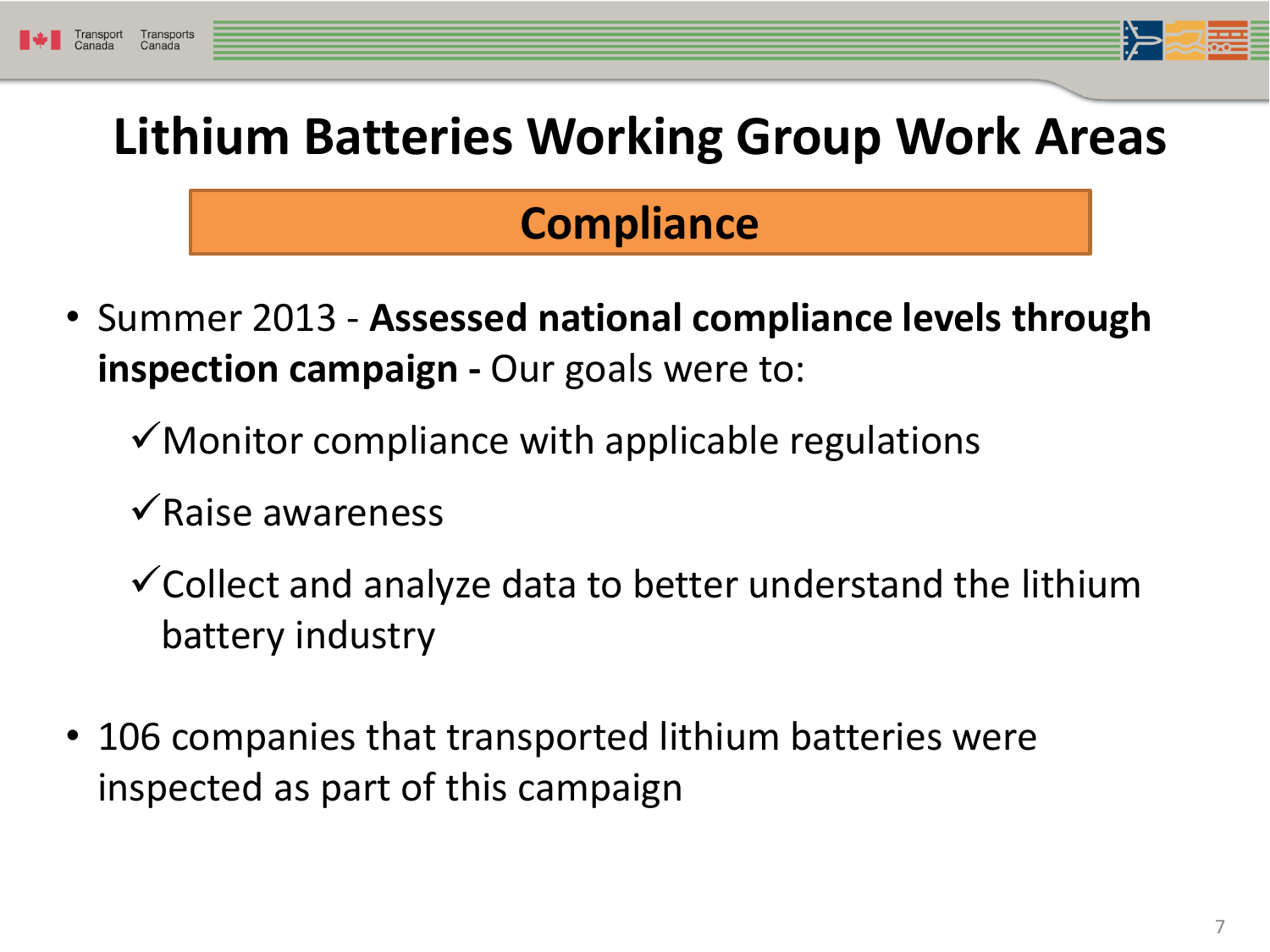# Lithium Batteries Working Group Work Areas

## Compliance

- Summer 2013 - **Assessed national compliance levels through inspection campaign -** Our goals were to:
  - ✓Monitor compliance with applicable regulations
  - ✓Raise awareness
  - ✓Collect and analyze data to better understand the lithium battery industry
- 106 companies that transported lithium batteries were inspected as part of this campaign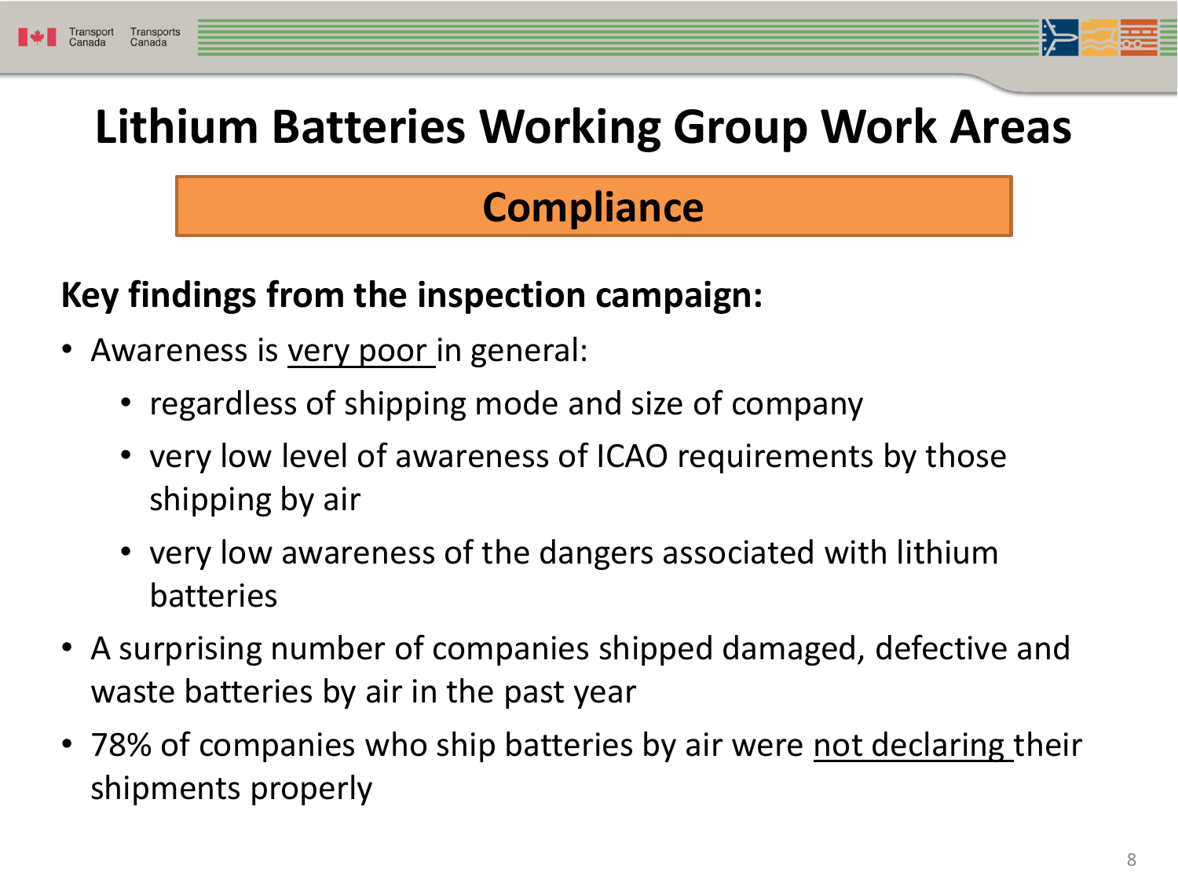# Lithium Batteries Working Group Work Areas

## Compliance

**Key findings from the inspection campaign:**

- Awareness is <u>very poor</u> in general:
  - regardless of shipping mode and size of company
  - very low level of awareness of ICAO requirements by those shipping by air
  - very low awareness of the dangers associated with lithium batteries
- A surprising number of companies shipped damaged, defective and waste batteries by air in the past year
- 78% of companies who ship batteries by air were <u>not declaring</u> their shipments properly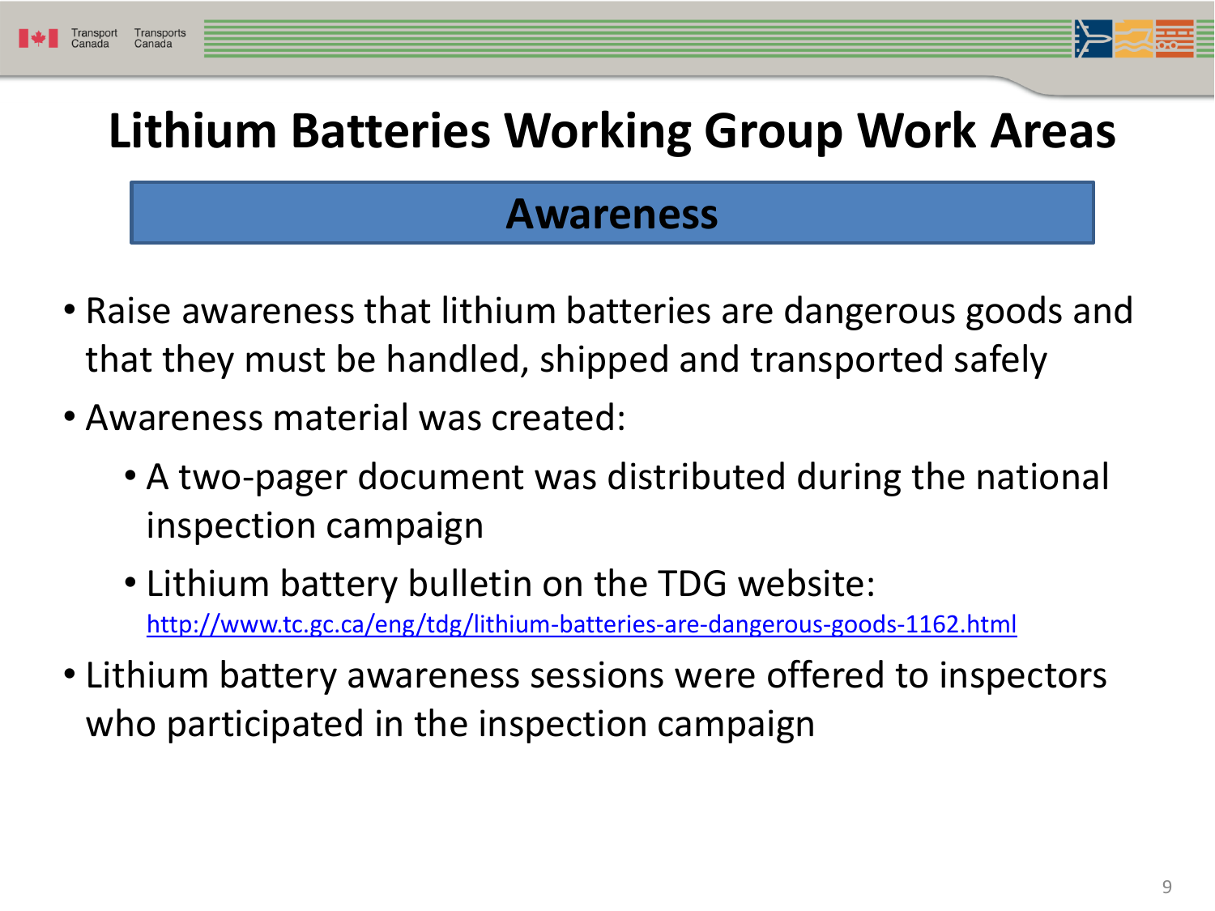# Lithium Batteries Working Group Work Areas

## Awareness

- Raise awareness that lithium batteries are dangerous goods and that they must be handled, shipped and transported safely
- Awareness material was created:
  - A two-pager document was distributed during the national inspection campaign
  - Lithium battery bulletin on the TDG website: http://www.tc.gc.ca/eng/tdg/lithium-batteries-are-dangerous-goods-1162.html
- Lithium battery awareness sessions were offered to inspectors who participated in the inspection campaign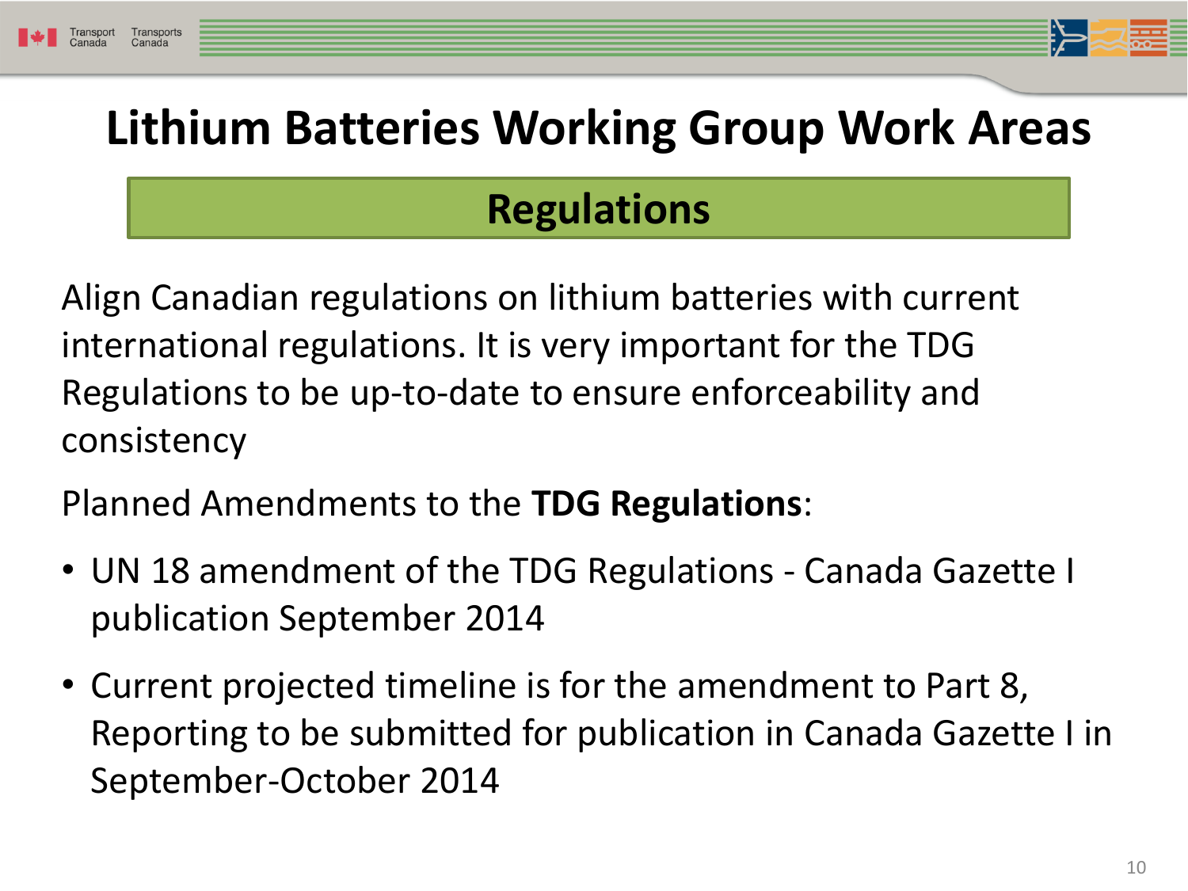# Lithium Batteries Working Group Work Areas

## Regulations

Align Canadian regulations on lithium batteries with current international regulations. It is very important for the TDG Regulations to be up-to-date to ensure enforceability and consistency

Planned Amendments to the **TDG Regulations**:

- UN 18 amendment of the TDG Regulations - Canada Gazette I publication September 2014
- Current projected timeline is for the amendment to Part 8, Reporting to be submitted for publication in Canada Gazette I in September-October 2014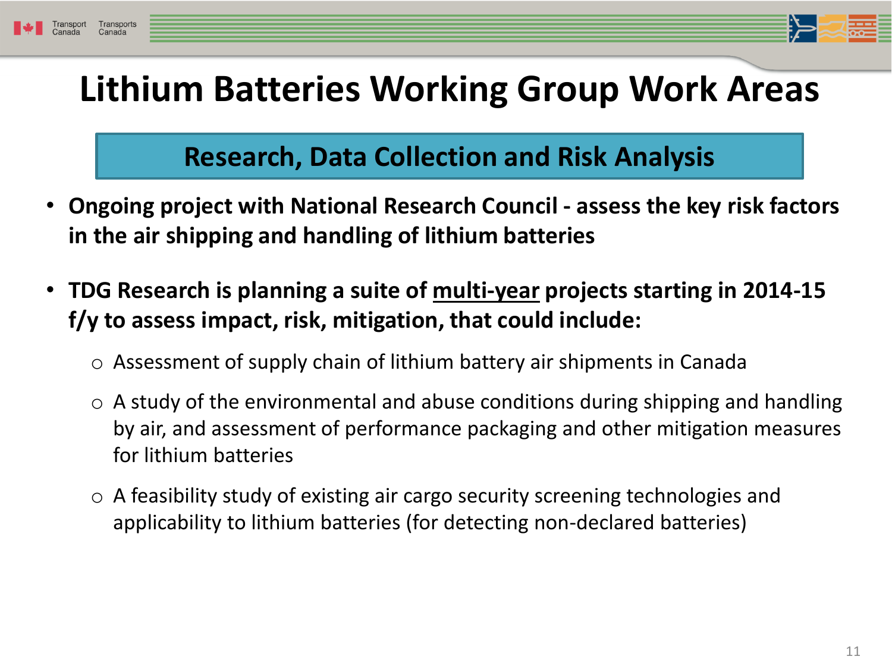# Lithium Batteries Working Group Work Areas

## Research, Data Collection and Risk Analysis

- **Ongoing project with National Research Council - assess the key risk factors in the air shipping and handling of lithium batteries**
- **TDG Research is planning a suite of <u>multi-year</u> projects starting in 2014-15 f/y to assess impact, risk, mitigation, that could include:**
  - Assessment of supply chain of lithium battery air shipments in Canada
  - A study of the environmental and abuse conditions during shipping and handling by air, and assessment of performance packaging and other mitigation measures for lithium batteries
  - A feasibility study of existing air cargo security screening technologies and applicability to lithium batteries (for detecting non-declared batteries)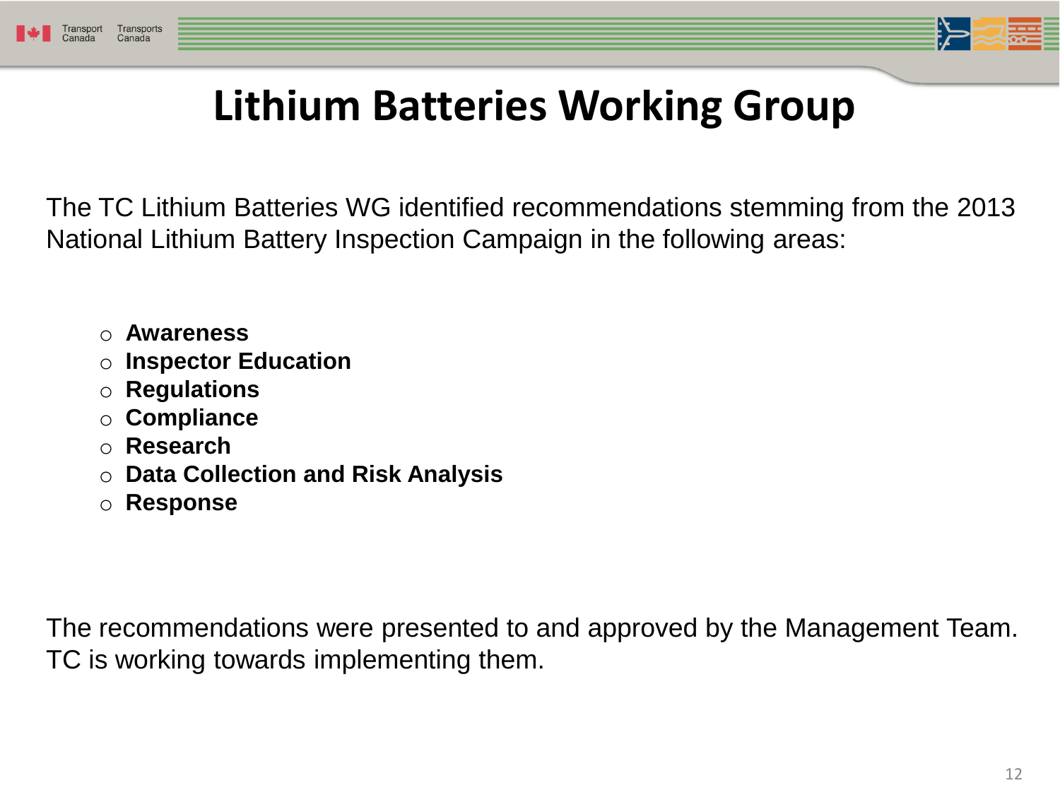# Lithium Batteries Working Group

The TC Lithium Batteries WG identified recommendations stemming from the 2013 National Lithium Battery Inspection Campaign in the following areas:

- **Awareness**
- **Inspector Education**
- **Regulations**
- **Compliance**
- **Research**
- **Data Collection and Risk Analysis**
- **Response**

The recommendations were presented to and approved by the Management Team. TC is working towards implementing them.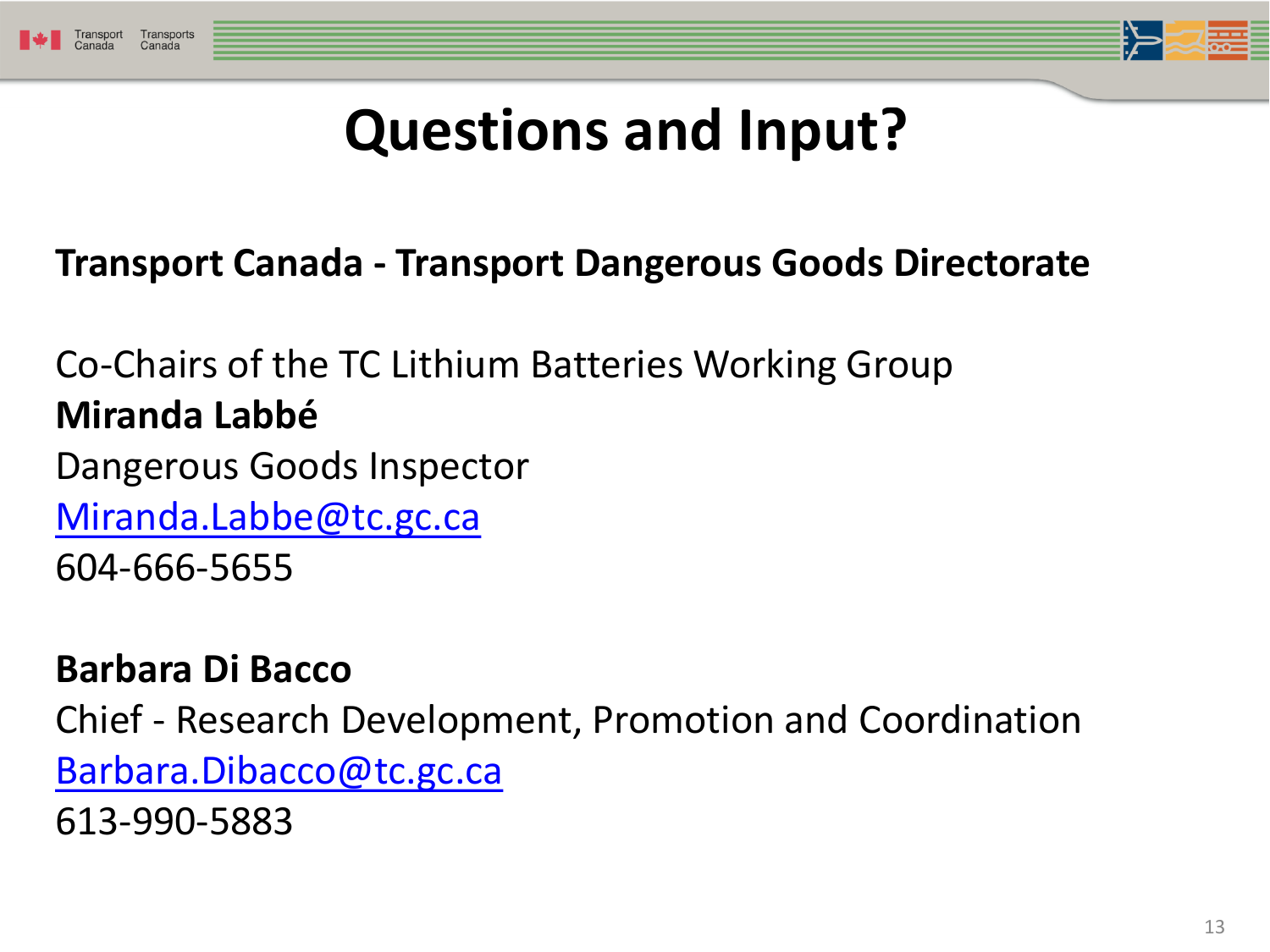# Questions and Input?

**Transport Canada - Transport Dangerous Goods Directorate**

Co-Chairs of the TC Lithium Batteries Working Group

**Miranda Labbé**

Dangerous Goods Inspector

Miranda.Labbe@tc.gc.ca

604-666-5655

**Barbara Di Bacco**

Chief - Research Development, Promotion and Coordination

Barbara.Dibacco@tc.gc.ca

613-990-5883